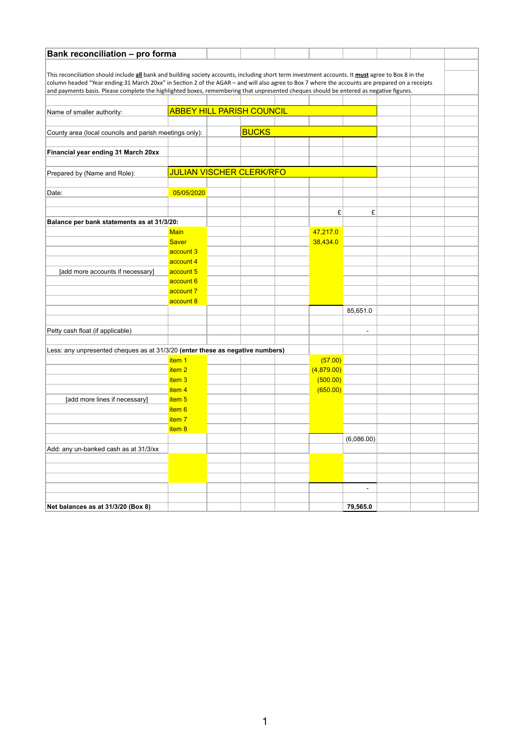## Bank reconciliation – pro forma

This reconciliation should include **all** bank and building society accounts, including short term investment accounts. It **must** agree to Box 8 in the column headed "Year ending 31 March 20xx" in Section 2 of the AGAR – and will also agree to Box 7 where the accounts are prepared on a receipts and payments basis. Please complete the highlighted boxes, remembering that unpresented cheques should be entered as negative figures.

| | | | |
|---|---|---|---|
| Name of smaller authority: | ABBEY HILL PARISH COUNCIL | | |
| County area (local councils and parish meetings only): | BUCKS | | |
| **Financial year ending 31 March 20xx** | | | |
| Prepared by (Name and Role): | JULIAN VISCHER CLERK/RFO | | |
| Date: | 05/05/2020 | | |
| | | £ | £ |
| **Balance per bank statements as at 31/3/20:** | | | |
| | Main | 47,217.0 | |
| | Saver | 38,434.0 | |
| | account 3 | | |
| | account 4 | | |
| [add more accounts if necessary] | account 5 | | |
| | account 6 | | |
| | account 7 | | |
| | account 8 | | |
| | | | 85,651.0 |
| Petty cash float (if applicable) | | | - |
| Less: any unpresented cheques as at 31/3/20 **(enter these as negative numbers)** | | | |
| | item 1 | (57.00) | |
| | item 2 | (4,879.00) | |
| | item 3 | (500.00) | |
| | item 4 | (650.00) | |
| [add more lines if necessary] | item 5 | | |
| | item 6 | | |
| | item 7 | | |
| | item 8 | | |
| | | | (6,086.00) |
| Add: any un-banked cash as at 31/3/xx | | | |
| | | | - |
| **Net balances as at 31/3/20 (Box 8)** | | | **79,565.0** |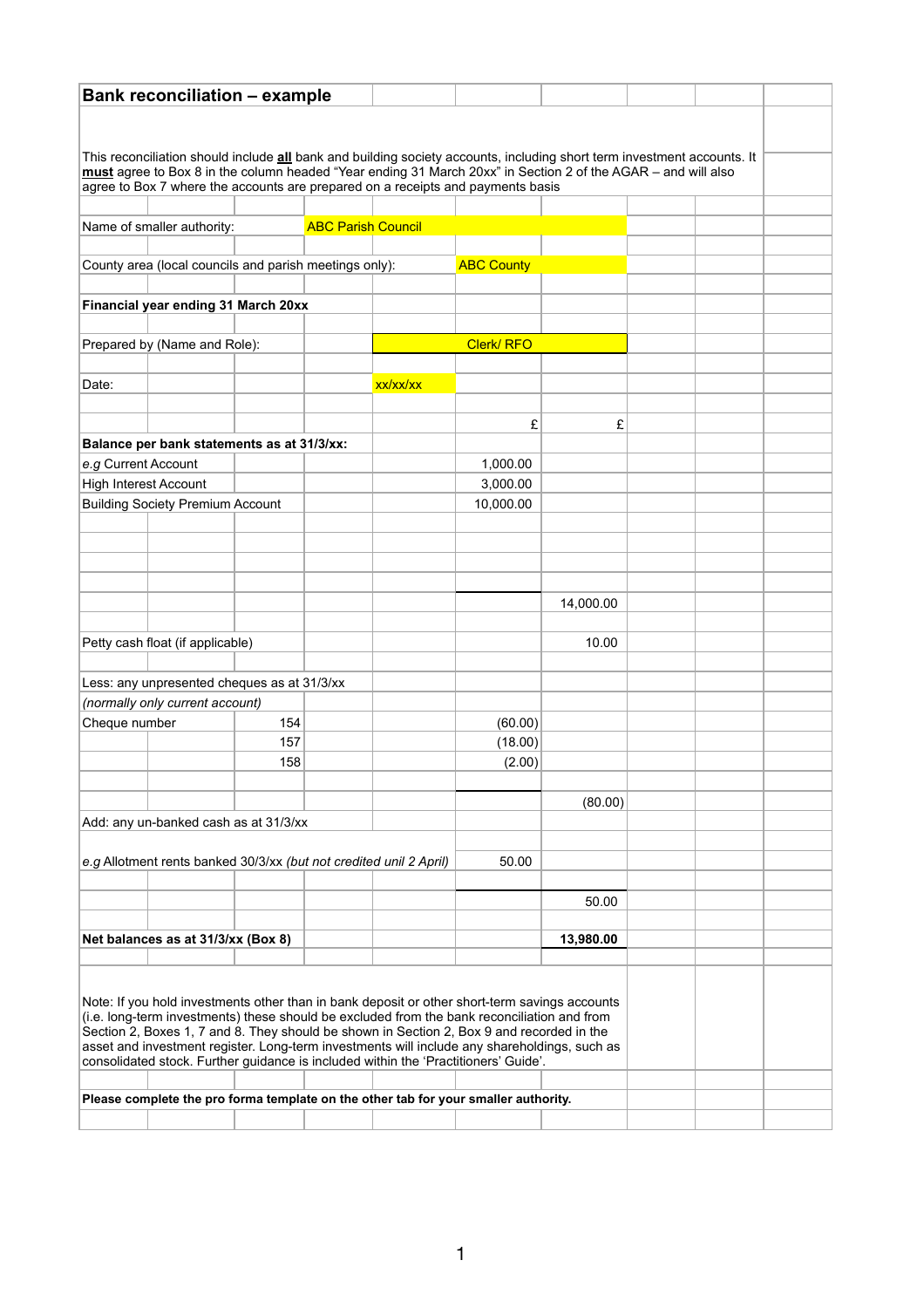## Bank reconciliation – example

This reconciliation should include **all** bank and building society accounts, including short term investment accounts. It **must** agree to Box 8 in the column headed "Year ending 31 March 20xx" in Section 2 of the AGAR – and will also agree to Box 7 where the accounts are prepared on a receipts and payments basis

| | | | |
|---|---|---|---|
| Name of smaller authority: | ABC Parish Council | | |
| County area (local councils and parish meetings only): | ABC County | | |
| **Financial year ending 31 March 20xx** | | | |
| Prepared by (Name and Role): | Clerk/ RFO | | |
| Date: | xx/xx/xx | | |
| | | £ | £ |
| **Balance per bank statements as at 31/3/xx:** | | | |
| *e.g* Current Account | | 1,000.00 | |
| High Interest Account | | 3,000.00 | |
| Building Society Premium Account | | 10,000.00 | |
| | | | 14,000.00 |
| Petty cash float (if applicable) | | | 10.00 |
| Less: any unpresented cheques as at 31/3/xx | | | |
| *(normally only current account)* | | | |
| Cheque number | 154 | (60.00) | |
| | 157 | (18.00) | |
| | 158 | (2.00) | |
| | | | (80.00) |
| Add: any un-banked cash as at 31/3/xx | | | |
| *e.g* Allotment rents banked 30/3/xx *(but not credited unil 2 April)* | | 50.00 | |
| | | | 50.00 |
| **Net balances as at 31/3/xx (Box 8)** | | | **13,980.00** |

Note: If you hold investments other than in bank deposit or other short-term savings accounts (i.e. long-term investments) these should be excluded from the bank reconciliation and from Section 2, Boxes 1, 7 and 8. They should be shown in Section 2, Box 9 and recorded in the asset and investment register. Long-term investments will include any shareholdings, such as consolidated stock. Further guidance is included within the 'Practitioners' Guide'.

**Please complete the pro forma template on the other tab for your smaller authority.**